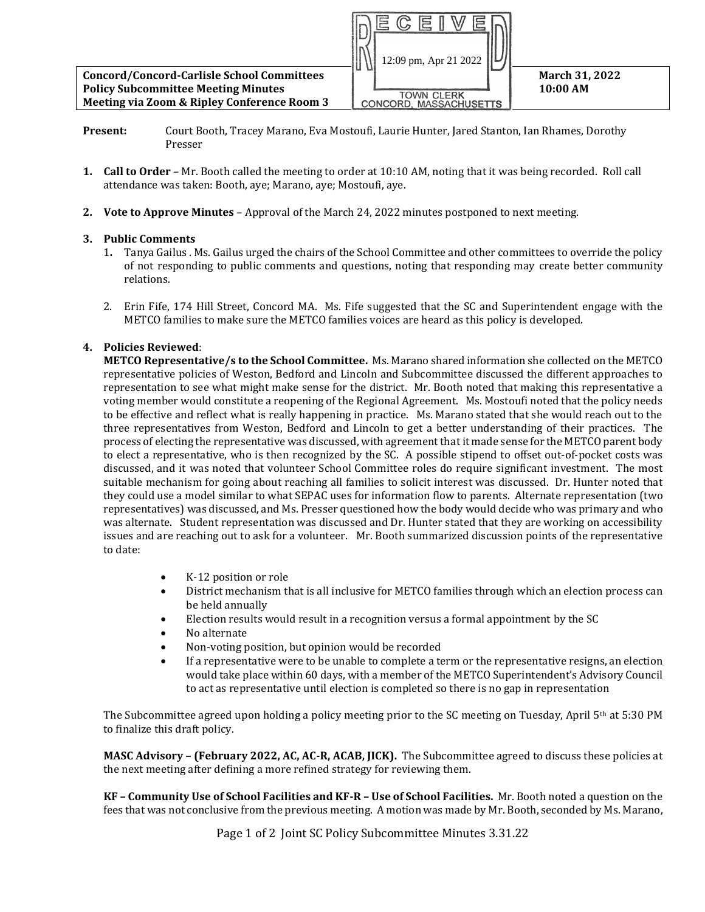**Concord/Concord-Carlisle School Committees**
**Policy Subcommittee Meeting Minutes**
**Meeting via Zoom & Ripley Conference Room 3**

RECEIVED
12:09 pm, Apr 21 2022
TOWN CLERK
CONCORD, MASSACHUSETTS

**March 31, 2022**
**10:00 AM**

**Present:** Court Booth, Tracey Marano, Eva Mostoufi, Laurie Hunter, Jared Stanton, Ian Rhames, Dorothy Presser

1. **Call to Order** – Mr. Booth called the meeting to order at 10:10 AM, noting that it was being recorded. Roll call attendance was taken: Booth, aye; Marano, aye; Mostoufi, aye.

2. **Vote to Approve Minutes** – Approval of the March 24, 2022 minutes postponed to next meeting.

3. **Public Comments**
   1. Tanya Gailus . Ms. Gailus urged the chairs of the School Committee and other committees to override the policy of not responding to public comments and questions, noting that responding may create better community relations.
   2. Erin Fife, 174 Hill Street, Concord MA. Ms. Fife suggested that the SC and Superintendent engage with the METCO families to make sure the METCO families voices are heard as this policy is developed.

4. **Policies Reviewed**:

**METCO Representative/s to the School Committee.** Ms. Marano shared information she collected on the METCO representative policies of Weston, Bedford and Lincoln and Subcommittee discussed the different approaches to representation to see what might make sense for the district. Mr. Booth noted that making this representative a voting member would constitute a reopening of the Regional Agreement. Ms. Mostoufi noted that the policy needs to be effective and reflect what is really happening in practice. Ms. Marano stated that she would reach out to the three representatives from Weston, Bedford and Lincoln to get a better understanding of their practices. The process of electing the representative was discussed, with agreement that it made sense for the METCO parent body to elect a representative, who is then recognized by the SC. A possible stipend to offset out-of-pocket costs was discussed, and it was noted that volunteer School Committee roles do require significant investment. The most suitable mechanism for going about reaching all families to solicit interest was discussed. Dr. Hunter noted that they could use a model similar to what SEPAC uses for information flow to parents. Alternate representation (two representatives) was discussed, and Ms. Presser questioned how the body would decide who was primary and who was alternate. Student representation was discussed and Dr. Hunter stated that they are working on accessibility issues and are reaching out to ask for a volunteer. Mr. Booth summarized discussion points of the representative to date:

- K-12 position or role
- District mechanism that is all inclusive for METCO families through which an election process can be held annually
- Election results would result in a recognition versus a formal appointment by the SC
- No alternate
- Non-voting position, but opinion would be recorded
- If a representative were to be unable to complete a term or the representative resigns, an election would take place within 60 days, with a member of the METCO Superintendent's Advisory Council to act as representative until election is completed so there is no gap in representation

The Subcommittee agreed upon holding a policy meeting prior to the SC meeting on Tuesday, April 5th at 5:30 PM to finalize this draft policy.

**MASC Advisory – (February 2022, AC, AC-R, ACAB, JICK).** The Subcommittee agreed to discuss these policies at the next meeting after defining a more refined strategy for reviewing them.

**KF – Community Use of School Facilities and KF-R – Use of School Facilities.** Mr. Booth noted a question on the fees that was not conclusive from the previous meeting. A motion was made by Mr. Booth, seconded by Ms. Marano,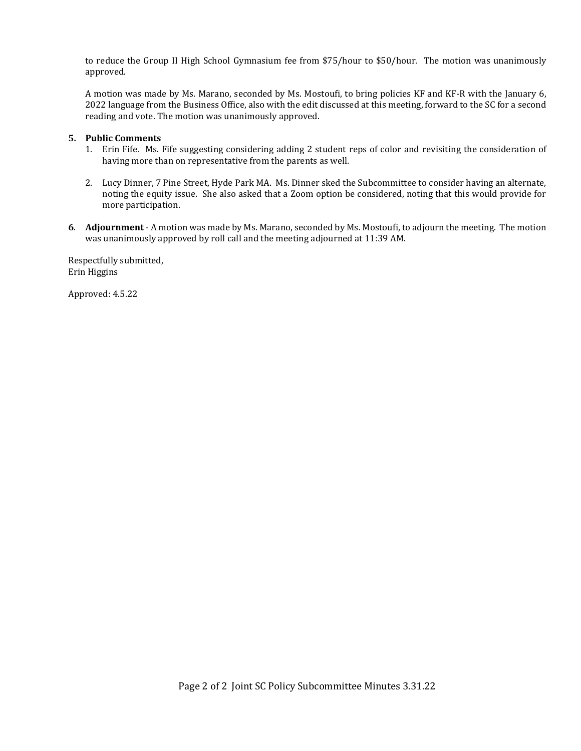to reduce the Group II High School Gymnasium fee from $75/hour to $50/hour. The motion was unanimously approved.

A motion was made by Ms. Marano, seconded by Ms. Mostoufi, to bring policies KF and KF-R with the January 6, 2022 language from the Business Office, also with the edit discussed at this meeting, forward to the SC for a second reading and vote. The motion was unanimously approved.

**5. Public Comments**

1. Erin Fife. Ms. Fife suggesting considering adding 2 student reps of color and revisiting the consideration of having more than on representative from the parents as well.

2. Lucy Dinner, 7 Pine Street, Hyde Park MA. Ms. Dinner sked the Subcommittee to consider having an alternate, noting the equity issue. She also asked that a Zoom option be considered, noting that this would provide for more participation.

**6**. **Adjournment** - A motion was made by Ms. Marano, seconded by Ms. Mostoufi, to adjourn the meeting. The motion was unanimously approved by roll call and the meeting adjourned at 11:39 AM.

Respectfully submitted,
Erin Higgins

Approved: 4.5.22